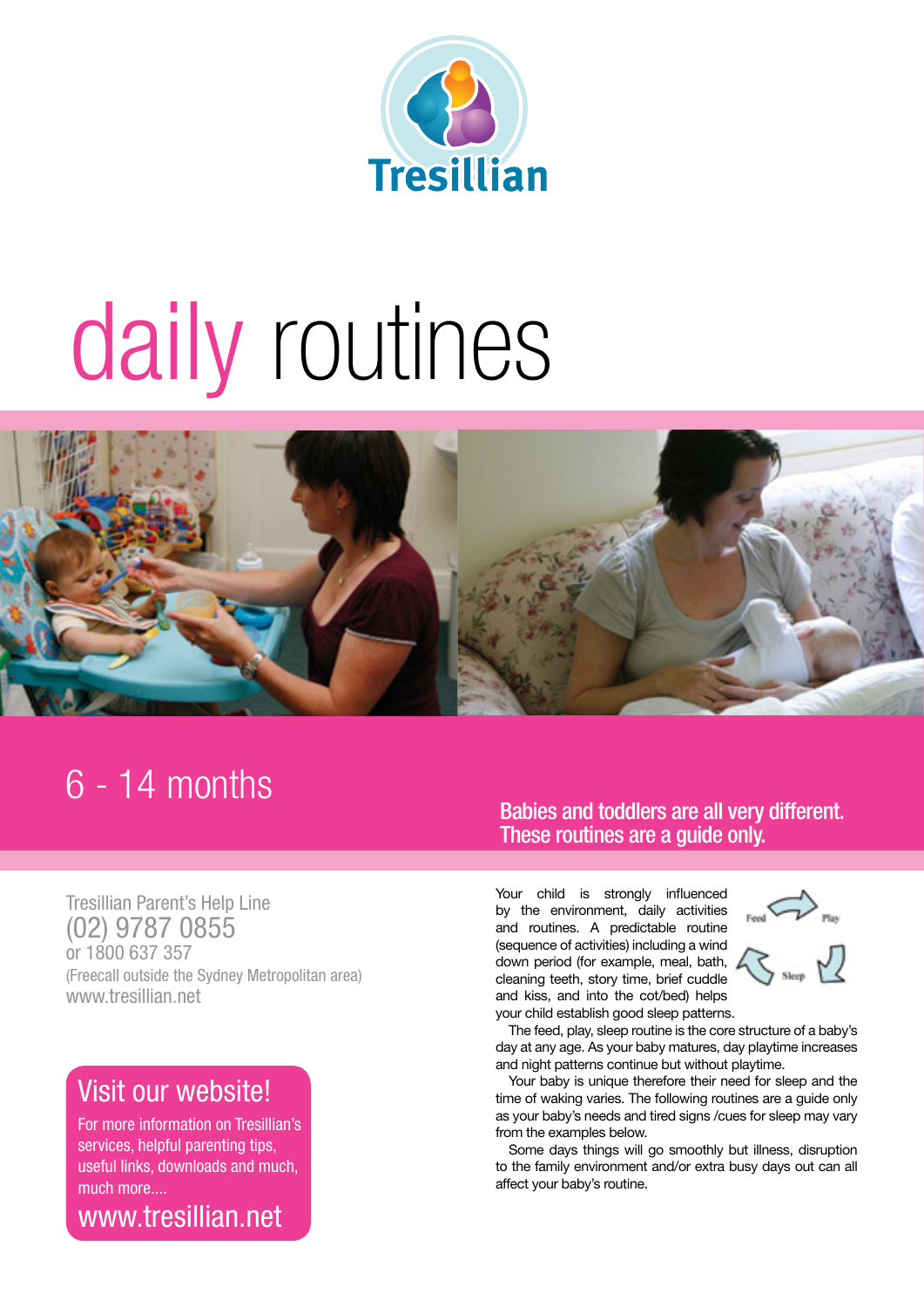Tresillian

# daily routines

## 6 - 14 months

**Babies and toddlers are all very different. These routines are a guide only.**

Tresillian Parent's Help Line
(02) 9787 0855
or 1800 637 357
(Freecall outside the Sydney Metropolitan area)
www.tresillian.net

### Visit our website!

For more information on Tresillian's services, helpful parenting tips, useful links, downloads and much, much more....

www.tresillian.net

Your child is strongly influenced by the environment, daily activities and routines. A predictable routine (sequence of activities) including a wind down period (for example, meal, bath, cleaning teeth, story time, brief cuddle and kiss, and into the cot/bed) helps your child establish good sleep patterns.

Feed → Play → Sleep

The feed, play, sleep routine is the core structure of a baby's day at any age. As your baby matures, day playtime increases and night patterns continue but without playtime.

Your baby is unique therefore their need for sleep and the time of waking varies. The following routines are a guide only as your baby's needs and tired signs /cues for sleep may vary from the examples below.

Some days things will go smoothly but illness, disruption to the family environment and/or extra busy days out can all affect your baby's routine.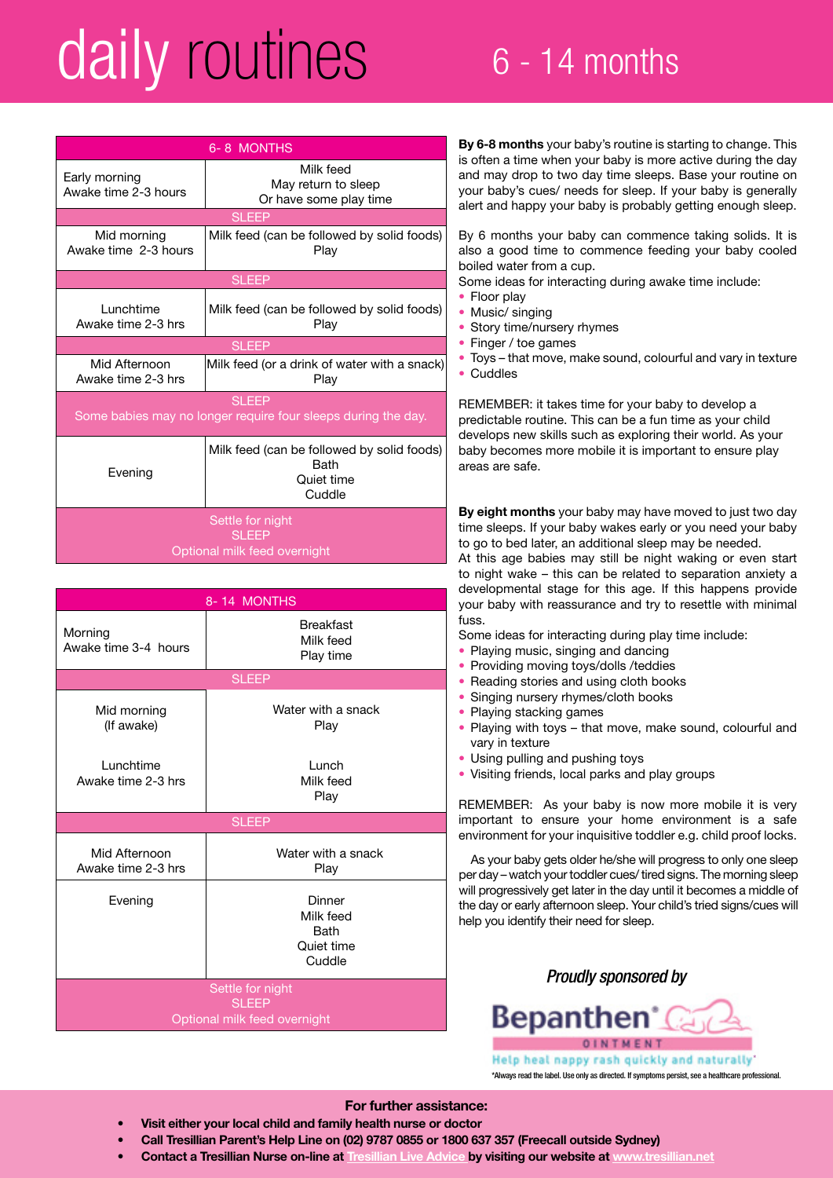# daily routines

## 6 - 14 months

| 6- 8 MONTHS | |
|---|---|
| Early morning<br>Awake time 2-3 hours | Milk feed<br>May return to sleep<br>Or have some play time |
| SLEEP | |
| Mid morning<br>Awake time 2-3 hours | Milk feed (can be followed by solid foods)<br>Play |
| SLEEP | |
| Lunchtime<br>Awake time 2-3 hrs | Milk feed (can be followed by solid foods)<br>Play |
| SLEEP | |
| Mid Afternoon<br>Awake time 2-3 hrs | Milk feed (or a drink of water with a snack)<br>Play |
| SLEEP<br>Some babies may no longer require four sleeps during the day. | |
| Evening | Milk feed (can be followed by solid foods)<br>Bath<br>Quiet time<br>Cuddle |
| Settle for night<br>SLEEP<br>Optional milk feed overnight | |

| 8- 14 MONTHS | |
|---|---|
| Morning<br>Awake time 3-4 hours | Breakfast<br>Milk feed<br>Play time |
| SLEEP | |
| Mid morning<br>(If awake) | Water with a snack<br>Play |
| Lunchtime<br>Awake time 2-3 hrs | Lunch<br>Milk feed<br>Play |
| SLEEP | |
| Mid Afternoon<br>Awake time 2-3 hrs | Water with a snack<br>Play |
| Evening | Dinner<br>Milk feed<br>Bath<br>Quiet time<br>Cuddle |
| Settle for night<br>SLEEP<br>Optional milk feed overnight | |

**By 6-8 months** your baby's routine is starting to change. This is often a time when your baby is more active during the day and may drop to two day time sleeps. Base your routine on your baby's cues/ needs for sleep. If your baby is generally alert and happy your baby is probably getting enough sleep.

By 6 months your baby can commence taking solids. It is also a good time to commence feeding your baby cooled boiled water from a cup.
Some ideas for interacting during awake time include:

- Floor play
- Music/ singing
- Story time/nursery rhymes
- Finger / toe games
- Toys – that move, make sound, colourful and vary in texture
- Cuddles

REMEMBER: it takes time for your baby to develop a predictable routine. This can be a fun time as your child develops new skills such as exploring their world. As your baby becomes more mobile it is important to ensure play areas are safe.

**By eight months** your baby may have moved to just two day time sleeps. If your baby wakes early or you need your baby to go to bed later, an additional sleep may be needed.
At this age babies may still be night waking or even start to night wake – this can be related to separation anxiety a developmental stage for this age. If this happens provide your baby with reassurance and try to resettle with minimal fuss.
Some ideas for interacting during play time include:

- Playing music, singing and dancing
- Providing moving toys/dolls /teddies
- Reading stories and using cloth books
- Singing nursery rhymes/cloth books
- Playing stacking games
- Playing with toys – that move, make sound, colourful and vary in texture
- Using pulling and pushing toys
- Visiting friends, local parks and play groups

REMEMBER: As your baby is now more mobile it is very important to ensure your home environment is a safe environment for your inquisitive toddler e.g. child proof locks.

As your baby gets older he/she will progress to only one sleep per day – watch your toddler cues/ tired signs. The morning sleep will progressively get later in the day until it becomes a middle of the day or early afternoon sleep. Your child's tried signs/cues will help you identify their need for sleep.

*Proudly sponsored by*

Bepanthen® OINTMENT
Help heal nappy rash quickly and naturally*
*Always read the label. Use only as directed. If symptoms persist, see a healthcare professional.

**For further assistance:**

- **Visit either your local child and family health nurse or doctor**
- **Call Tresillian Parent's Help Line on (02) 9787 0855 or 1800 637 357 (Freecall outside Sydney)**
- **Contact a Tresillian Nurse on-line at Tresillian Live Advice by visiting our website at www.tresillian.net**